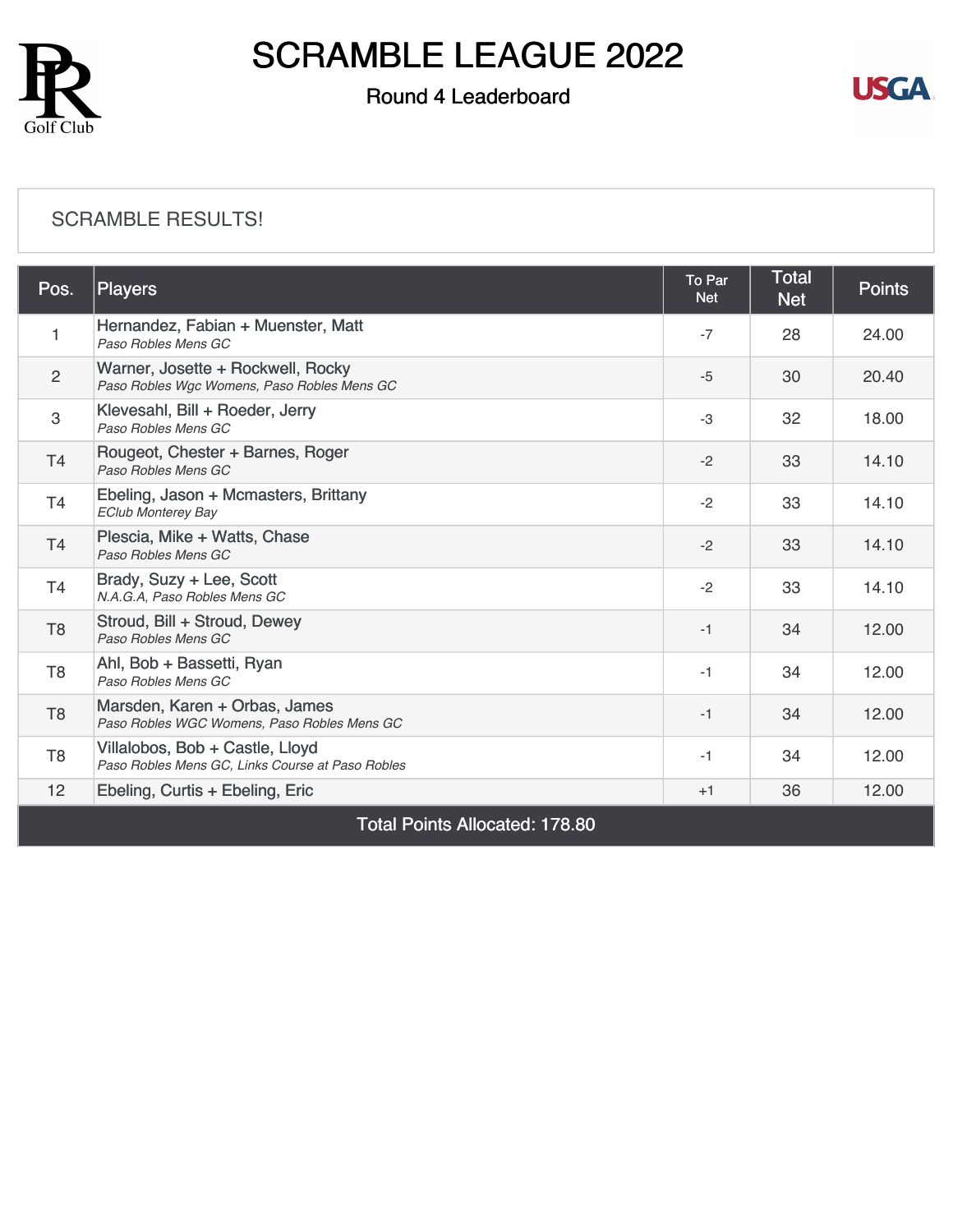# SCRAMBLE LEAGUE 2022

## Round 4 Leaderboard

SCRAMBLE RESULTS!

| Pos. | Players | To Par Net | Total Net | Points |
|---|---|---|---|---|
| 1 | Hernandez, Fabian + Muenster, Matt<br>*Paso Robles Mens GC* | -7 | 28 | 24.00 |
| 2 | Warner, Josette + Rockwell, Rocky<br>*Paso Robles Wgc Womens, Paso Robles Mens GC* | -5 | 30 | 20.40 |
| 3 | Klevesahl, Bill + Roeder, Jerry<br>*Paso Robles Mens GC* | -3 | 32 | 18.00 |
| T4 | Rougeot, Chester + Barnes, Roger<br>*Paso Robles Mens GC* | -2 | 33 | 14.10 |
| T4 | Ebeling, Jason + Mcmasters, Brittany<br>*EClub Monterey Bay* | -2 | 33 | 14.10 |
| T4 | Plescia, Mike + Watts, Chase<br>*Paso Robles Mens GC* | -2 | 33 | 14.10 |
| T4 | Brady, Suzy + Lee, Scott<br>*N.A.G.A, Paso Robles Mens GC* | -2 | 33 | 14.10 |
| T8 | Stroud, Bill + Stroud, Dewey<br>*Paso Robles Mens GC* | -1 | 34 | 12.00 |
| T8 | Ahl, Bob + Bassetti, Ryan<br>*Paso Robles Mens GC* | -1 | 34 | 12.00 |
| T8 | Marsden, Karen + Orbas, James<br>*Paso Robles WGC Womens, Paso Robles Mens GC* | -1 | 34 | 12.00 |
| T8 | Villalobos, Bob + Castle, Lloyd<br>*Paso Robles Mens GC, Links Course at Paso Robles* | -1 | 34 | 12.00 |
| 12 | Ebeling, Curtis + Ebeling, Eric | +1 | 36 | 12.00 |
| Total Points Allocated: 178.80 | | | | |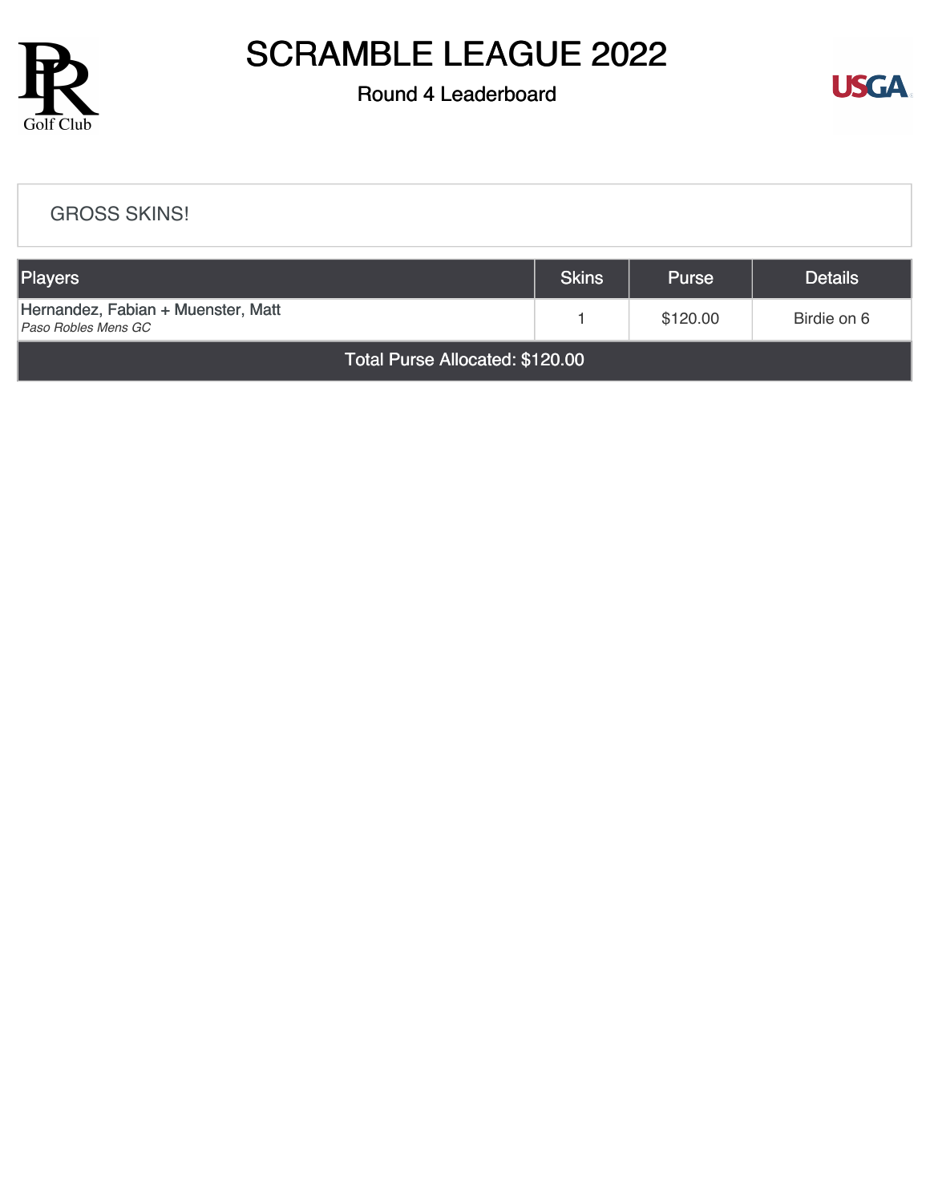# SCRAMBLE LEAGUE 2022

## Round 4 Leaderboard

GROSS SKINS!

| Players | Skins | Purse | Details |
| --- | --- | --- | --- |
| Hernandez, Fabian + Muenster, Matt *Paso Robles Mens GC* | 1 | $120.00 | Birdie on 6 |
| Total Purse Allocated: $120.00 | | | |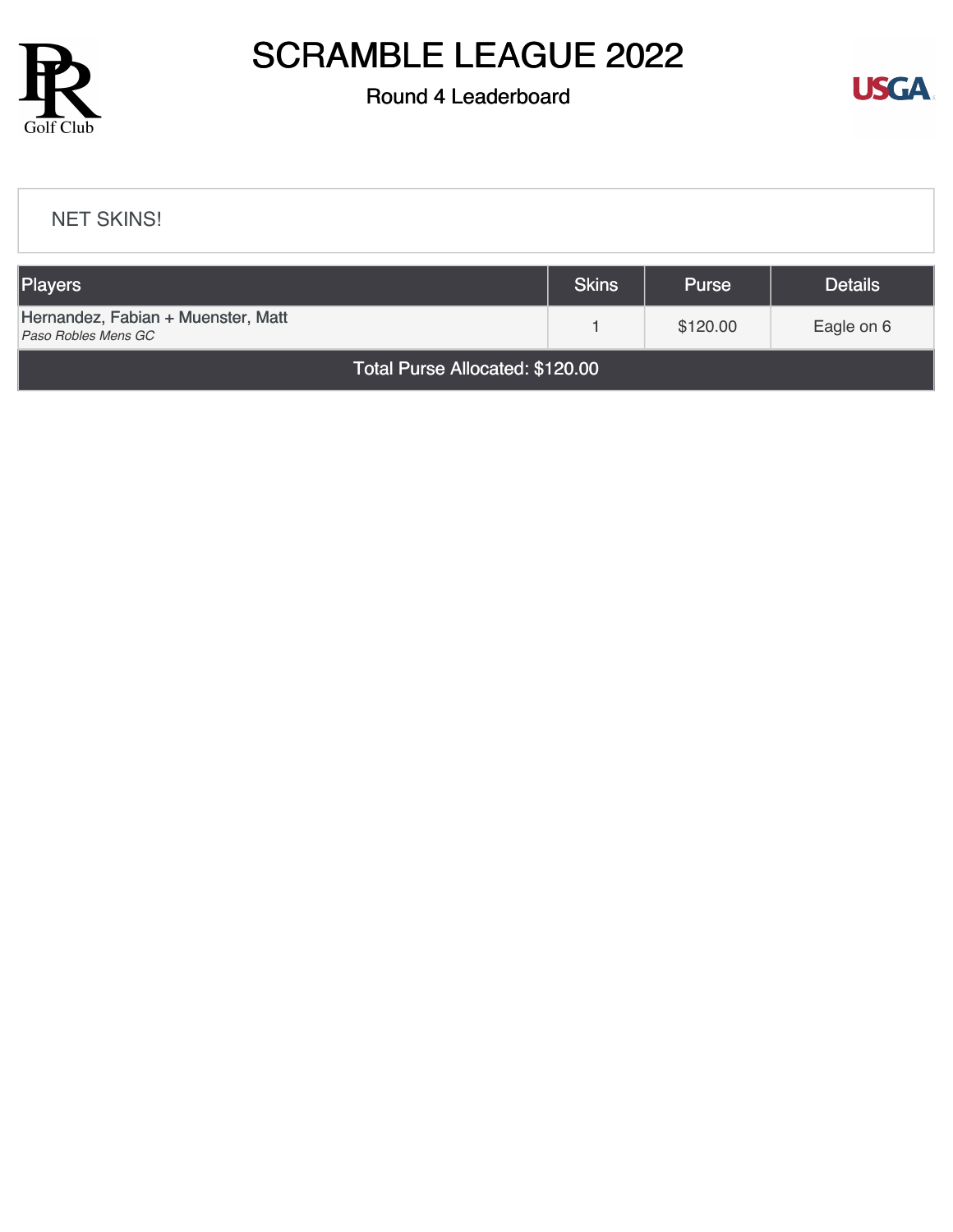# SCRAMBLE LEAGUE 2022

## Round 4 Leaderboard

NET SKINS!

| Players | Skins | Purse | Details |
|---|---|---|---|
| Hernandez, Fabian + Muenster, Matt<br>*Paso Robles Mens GC* | 1 | $120.00 | Eagle on 6 |
| Total Purse Allocated: $120.00 | | | |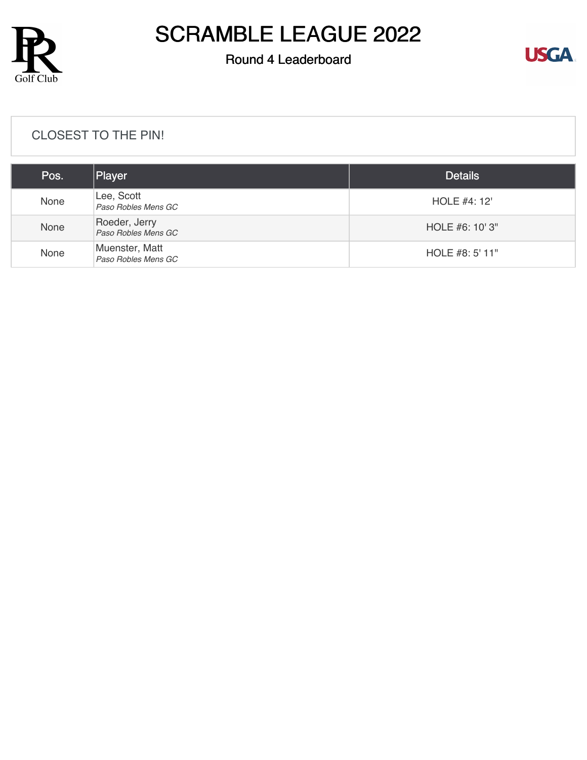# SCRAMBLE LEAGUE 2022

Round 4 Leaderboard

CLOSEST TO THE PIN!

| Pos. | Player | Details |
| --- | --- | --- |
| None | Lee, Scott *Paso Robles Mens GC* | HOLE #4: 12' |
| None | Roeder, Jerry *Paso Robles Mens GC* | HOLE #6: 10' 3" |
| None | Muenster, Matt *Paso Robles Mens GC* | HOLE #8: 5' 11" |